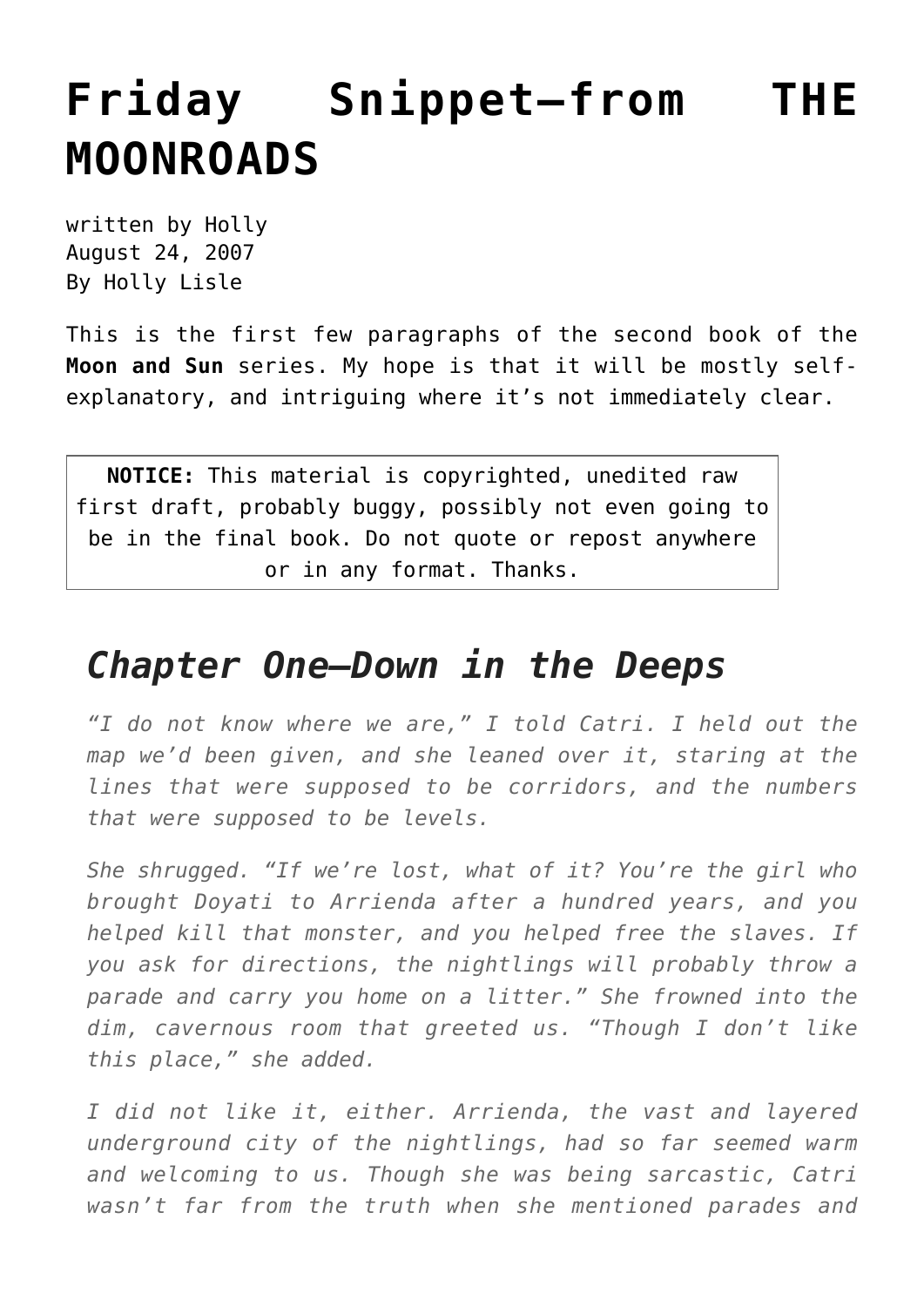# Friday Snippet—from THE MOONROADS

written by Holly
August 24, 2007
By Holly Lisle

This is the first few paragraphs of the second book of the **Moon and Sun** series. My hope is that it will be mostly self-explanatory, and intriguing where it's not immediately clear.

**NOTICE:** This material is copyrighted, unedited raw first draft, probably buggy, possibly not even going to be in the final book. Do not quote or repost anywhere or in any format. Thanks.

## *Chapter One—Down in the Deeps*

*"I do not know where we are," I told Catri. I held out the map we'd been given, and she leaned over it, staring at the lines that were supposed to be corridors, and the numbers that were supposed to be levels.*

*She shrugged. "If we're lost, what of it? You're the girl who brought Doyati to Arrienda after a hundred years, and you helped kill that monster, and you helped free the slaves. If you ask for directions, the nightlings will probably throw a parade and carry you home on a litter." She frowned into the dim, cavernous room that greeted us. "Though I don't like this place," she added.*

*I did not like it, either. Arrienda, the vast and layered underground city of the nightlings, had so far seemed warm and welcoming to us. Though she was being sarcastic, Catri wasn't far from the truth when she mentioned parades and*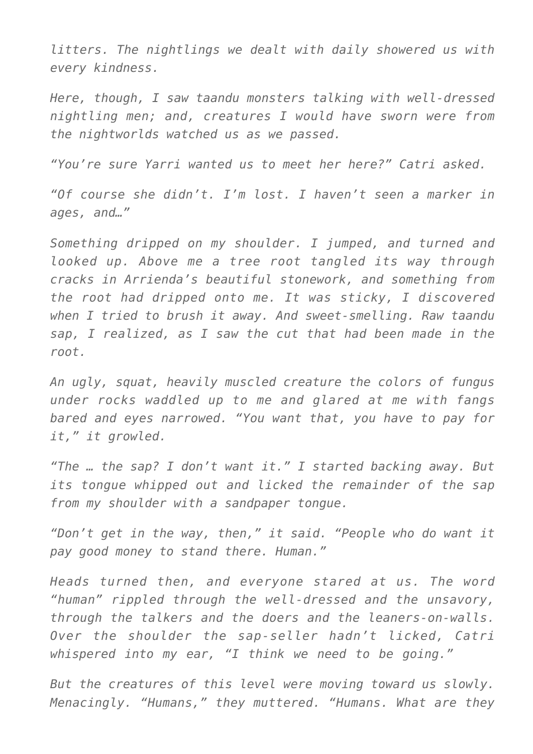*litters. The nightlings we dealt with daily showered us with every kindness.*

*Here, though, I saw taandu monsters talking with well-dressed nightling men; and, creatures I would have sworn were from the nightworlds watched us as we passed.*

*“You’re sure Yarri wanted us to meet her here?” Catri asked.*

*“Of course she didn’t. I’m lost. I haven’t seen a marker in ages, and…”*

*Something dripped on my shoulder. I jumped, and turned and looked up. Above me a tree root tangled its way through cracks in Arrienda’s beautiful stonework, and something from the root had dripped onto me. It was sticky, I discovered when I tried to brush it away. And sweet-smelling. Raw taandu sap, I realized, as I saw the cut that had been made in the root.*

*An ugly, squat, heavily muscled creature the colors of fungus under rocks waddled up to me and glared at me with fangs bared and eyes narrowed. “You want that, you have to pay for it,” it growled.*

*“The … the sap? I don’t want it.” I started backing away. But its tongue whipped out and licked the remainder of the sap from my shoulder with a sandpaper tongue.*

*“Don’t get in the way, then,” it said. “People who do want it pay good money to stand there. Human.”*

*Heads turned then, and everyone stared at us. The word “human” rippled through the well-dressed and the unsavory, through the talkers and the doers and the leaners-on-walls. Over the shoulder the sap-seller hadn’t licked, Catri whispered into my ear, “I think we need to be going.”*

*But the creatures of this level were moving toward us slowly. Menacingly. “Humans,” they muttered. “Humans. What are they*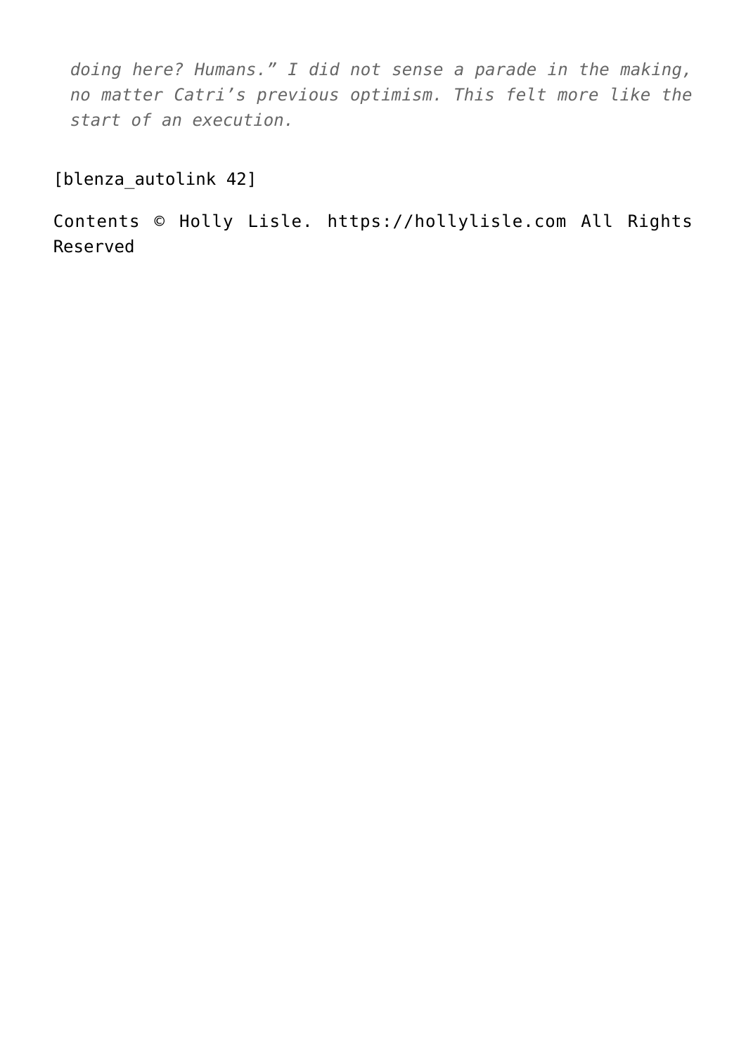*doing here? Humans." I did not sense a parade in the making, no matter Catri's previous optimism. This felt more like the start of an execution.*

[blenza_autolink 42]

Contents © Holly Lisle. https://hollylisle.com All Rights Reserved